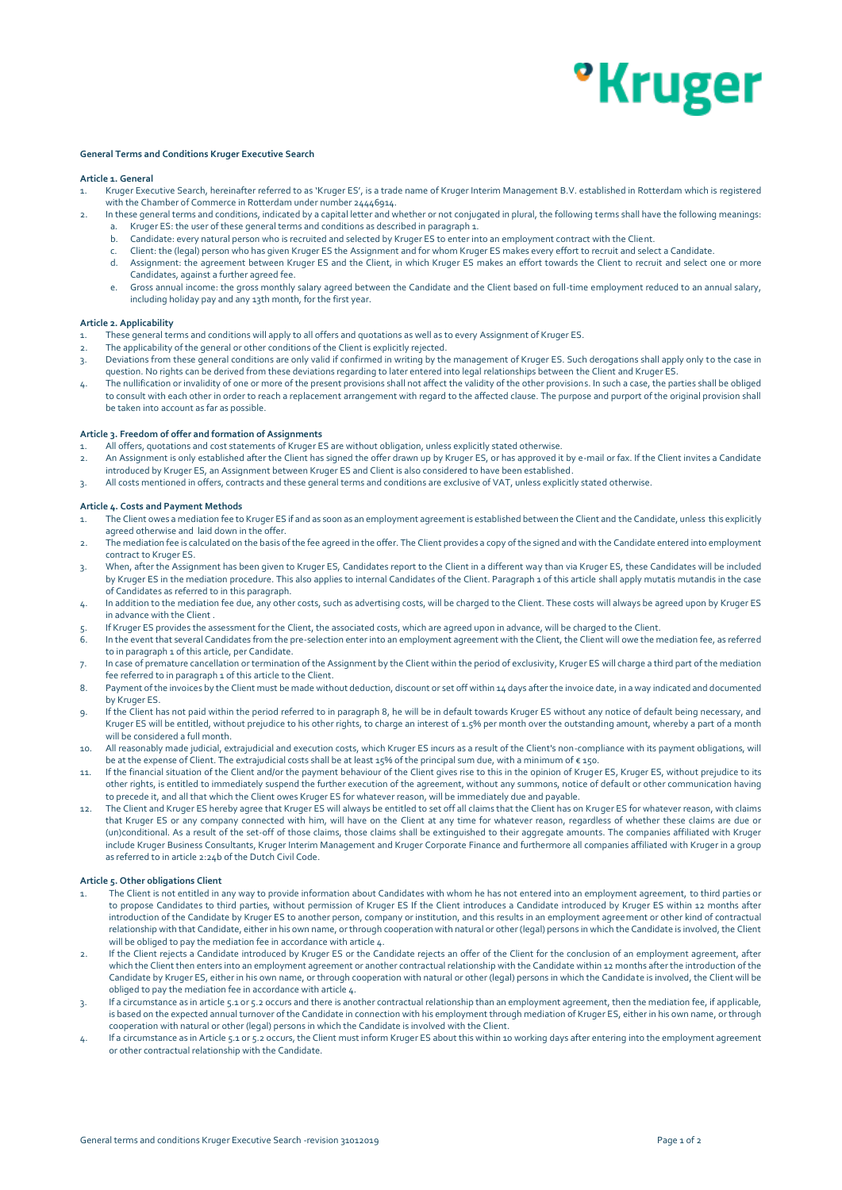**General Terms and Conditions Kruger Executive Search**

**Article 1. General**

1. Kruger Executive Search, hereinafter referred to as 'Kruger ES', is a trade name of Kruger Interim Management B.V. established in Rotterdam which is registered with the Chamber of Commerce in Rotterdam under number 24446914.
2. In these general terms and conditions, indicated by a capital letter and whether or not conjugated in plural, the following terms shall have the following meanings:
   a. Kruger ES: the user of these general terms and conditions as described in paragraph 1.
   b. Candidate: every natural person who is recruited and selected by Kruger ES to enter into an employment contract with the Client.
   c. Client: the (legal) person who has given Kruger ES the Assignment and for whom Kruger ES makes every effort to recruit and select a Candidate.
   d. Assignment: the agreement between Kruger ES and the Client, in which Kruger ES makes an effort towards the Client to recruit and select one or more Candidates, against a further agreed fee.
   e. Gross annual income: the gross monthly salary agreed between the Candidate and the Client based on full-time employment reduced to an annual salary, including holiday pay and any 13th month, for the first year.

**Article 2. Applicability**

1. These general terms and conditions will apply to all offers and quotations as well as to every Assignment of Kruger ES.
2. The applicability of the general or other conditions of the Client is explicitly rejected.
3. Deviations from these general conditions are only valid if confirmed in writing by the management of Kruger ES. Such derogations shall apply only to the case in question. No rights can be derived from these deviations regarding to later entered into legal relationships between the Client and Kruger ES.
4. The nullification or invalidity of one or more of the present provisions shall not affect the validity of the other provisions. In such a case, the parties shall be obliged to consult with each other in order to reach a replacement arrangement with regard to the affected clause. The purpose and purport of the original provision shall be taken into account as far as possible.

**Article 3. Freedom of offer and formation of Assignments**

1. All offers, quotations and cost statements of Kruger ES are without obligation, unless explicitly stated otherwise.
2. An Assignment is only established after the Client has signed the offer drawn up by Kruger ES, or has approved it by e-mail or fax. If the Client invites a Candidate introduced by Kruger ES, an Assignment between Kruger ES and Client is also considered to have been established.
3. All costs mentioned in offers, contracts and these general terms and conditions are exclusive of VAT, unless explicitly stated otherwise.

**Article 4. Costs and Payment Methods**

1. The Client owes a mediation fee to Kruger ES if and as soon as an employment agreement is established between the Client and the Candidate, unless this explicitly agreed otherwise and laid down in the offer.
2. The mediation fee is calculated on the basis of the fee agreed in the offer. The Client provides a copy of the signed and with the Candidate entered into employment contract to Kruger ES.
3. When, after the Assignment has been given to Kruger ES, Candidates report to the Client in a different way than via Kruger ES, these Candidates will be included by Kruger ES in the mediation procedure. This also applies to internal Candidates of the Client. Paragraph 1 of this article shall apply mutatis mutandis in the case of Candidates as referred to in this paragraph.
4. In addition to the mediation fee due, any other costs, such as advertising costs, will be charged to the Client. These costs will always be agreed upon by Kruger ES in advance with the Client .
5. If Kruger ES provides the assessment for the Client, the associated costs, which are agreed upon in advance, will be charged to the Client.
6. In the event that several Candidates from the pre-selection enter into an employment agreement with the Client, the Client will owe the mediation fee, as referred to in paragraph 1 of this article, per Candidate.
7. In case of premature cancellation or termination of the Assignment by the Client within the period of exclusivity, Kruger ES will charge a third part of the mediation fee referred to in paragraph 1 of this article to the Client.
8. Payment of the invoices by the Client must be made without deduction, discount or set off within 14 days after the invoice date, in a way indicated and documented by Kruger ES.
9. If the Client has not paid within the period referred to in paragraph 8, he will be in default towards Kruger ES without any notice of default being necessary, and Kruger ES will be entitled, without prejudice to his other rights, to charge an interest of 1.5% per month over the outstanding amount, whereby a part of a month will be considered a full month.
10. All reasonably made judicial, extrajudicial and execution costs, which Kruger ES incurs as a result of the Client's non-compliance with its payment obligations, will be at the expense of Client. The extrajudicial costs shall be at least 15% of the principal sum due, with a minimum of € 150.
11. If the financial situation of the Client and/or the payment behaviour of the Client gives rise to this in the opinion of Kruger ES, Kruger ES, without prejudice to its other rights, is entitled to immediately suspend the further execution of the agreement, without any summons, notice of default or other communication having to precede it, and all that which the Client owes Kruger ES for whatever reason, will be immediately due and payable.
12. The Client and Kruger ES hereby agree that Kruger ES will always be entitled to set off all claims that the Client has on Kruger ES for whatever reason, with claims that Kruger ES or any company connected with him, will have on the Client at any time for whatever reason, regardless of whether these claims are due or (un)conditional. As a result of the set-off of those claims, those claims shall be extinguished to their aggregate amounts. The companies affiliated with Kruger include Kruger Business Consultants, Kruger Interim Management and Kruger Corporate Finance and furthermore all companies affiliated with Kruger in a group as referred to in article 2:24b of the Dutch Civil Code.

**Article 5. Other obligations Client**

1. The Client is not entitled in any way to provide information about Candidates with whom he has not entered into an employment agreement, to third parties or to propose Candidates to third parties, without permission of Kruger ES If the Client introduces a Candidate introduced by Kruger ES within 12 months after introduction of the Candidate by Kruger ES to another person, company or institution, and this results in an employment agreement or other kind of contractual relationship with that Candidate, either in his own name, or through cooperation with natural or other (legal) persons in which the Candidate is involved, the Client will be obliged to pay the mediation fee in accordance with article 4.
2. If the Client rejects a Candidate introduced by Kruger ES or the Candidate rejects an offer of the Client for the conclusion of an employment agreement, after which the Client then enters into an employment agreement or another contractual relationship with the Candidate within 12 months after the introduction of the Candidate by Kruger ES, either in his own name, or through cooperation with natural or other (legal) persons in which the Candidate is involved, the Client will be obliged to pay the mediation fee in accordance with article 4.
3. If a circumstance as in article 5.1 or 5.2 occurs and there is another contractual relationship than an employment agreement, then the mediation fee, if applicable, is based on the expected annual turnover of the Candidate in connection with his employment through mediation of Kruger ES, either in his own name, or through cooperation with natural or other (legal) persons in which the Candidate is involved with the Client.
4. If a circumstance as in Article 5.1 or 5.2 occurs, the Client must inform Kruger ES about this within 10 working days after entering into the employment agreement or other contractual relationship with the Candidate.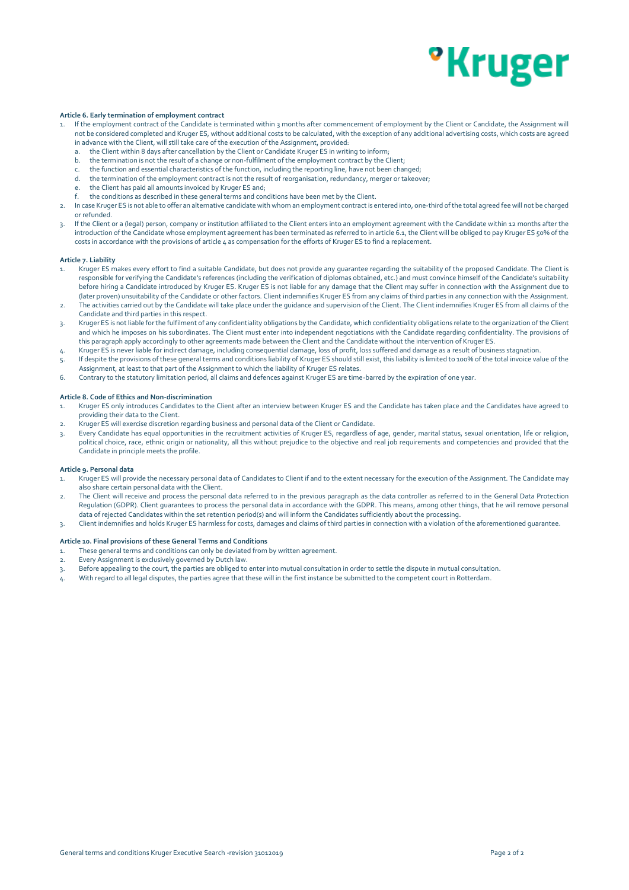**Article 6. Early termination of employment contract**

1. If the employment contract of the Candidate is terminated within 3 months after commencement of employment by the Client or Candidate, the Assignment will not be considered completed and Kruger ES, without additional costs to be calculated, with the exception of any additional advertising costs, which costs are agreed in advance with the Client, will still take care of the execution of the Assignment, provided:
   a. the Client within 8 days after cancellation by the Client or Candidate Kruger ES in writing to inform;
   b. the termination is not the result of a change or non-fulfilment of the employment contract by the Client;
   c. the function and essential characteristics of the function, including the reporting line, have not been changed;
   d. the termination of the employment contract is not the result of reorganisation, redundancy, merger or takeover;
   e. the Client has paid all amounts invoiced by Kruger ES and;
   f. the conditions as described in these general terms and conditions have been met by the Client.
2. In case Kruger ES is not able to offer an alternative candidate with whom an employment contract is entered into, one-third of the total agreed fee will not be charged or refunded.
3. If the Client or a (legal) person, company or institution affiliated to the Client enters into an employment agreement with the Candidate within 12 months after the introduction of the Candidate whose employment agreement has been terminated as referred to in article 6.1, the Client will be obliged to pay Kruger ES 50% of the costs in accordance with the provisions of article 4 as compensation for the efforts of Kruger ES to find a replacement.

**Article 7. Liability**

1. Kruger ES makes every effort to find a suitable Candidate, but does not provide any guarantee regarding the suitability of the proposed Candidate. The Client is responsible for verifying the Candidate's references (including the verification of diplomas obtained, etc.) and must convince himself of the Candidate's suitability before hiring a Candidate introduced by Kruger ES. Kruger ES is not liable for any damage that the Client may suffer in connection with the Assignment due to (later proven) unsuitability of the Candidate or other factors. Client indemnifies Kruger ES from any claims of third parties in any connection with the Assignment.
2. The activities carried out by the Candidate will take place under the guidance and supervision of the Client. The Client indemnifies Kruger ES from all claims of the Candidate and third parties in this respect.
3. Kruger ES is not liable for the fulfilment of any confidentiality obligations by the Candidate, which confidentiality obligations relate to the organization of the Client and which he imposes on his subordinates. The Client must enter into independent negotiations with the Candidate regarding confidentiality. The provisions of this paragraph apply accordingly to other agreements made between the Client and the Candidate without the intervention of Kruger ES.
4. Kruger ES is never liable for indirect damage, including consequential damage, loss of profit, loss suffered and damage as a result of business stagnation.
5. If despite the provisions of these general terms and conditions liability of Kruger ES should still exist, this liability is limited to 100% of the total invoice value of the Assignment, at least to that part of the Assignment to which the liability of Kruger ES relates.
6. Contrary to the statutory limitation period, all claims and defences against Kruger ES are time-barred by the expiration of one year.

**Article 8. Code of Ethics and Non-discrimination**

1. Kruger ES only introduces Candidates to the Client after an interview between Kruger ES and the Candidate has taken place and the Candidates have agreed to providing their data to the Client.
2. Kruger ES will exercise discretion regarding business and personal data of the Client or Candidate.
3. Every Candidate has equal opportunities in the recruitment activities of Kruger ES, regardless of age, gender, marital status, sexual orientation, life or religion, political choice, race, ethnic origin or nationality, all this without prejudice to the objective and real job requirements and competencies and provided that the Candidate in principle meets the profile.

**Article 9. Personal data**

1. Kruger ES will provide the necessary personal data of Candidates to Client if and to the extent necessary for the execution of the Assignment. The Candidate may also share certain personal data with the Client.
2. The Client will receive and process the personal data referred to in the previous paragraph as the data controller as referred to in the General Data Protection Regulation (GDPR). Client guarantees to process the personal data in accordance with the GDPR. This means, among other things, that he will remove personal data of rejected Candidates within the set retention period(s) and will inform the Candidates sufficiently about the processing.
3. Client indemnifies and holds Kruger ES harmless for costs, damages and claims of third parties in connection with a violation of the aforementioned guarantee.

**Article 10. Final provisions of these General Terms and Conditions**

1. These general terms and conditions can only be deviated from by written agreement.
2. Every Assignment is exclusively governed by Dutch law.
3. Before appealing to the court, the parties are obliged to enter into mutual consultation in order to settle the dispute in mutual consultation.
4. With regard to all legal disputes, the parties agree that these will in the first instance be submitted to the competent court in Rotterdam.